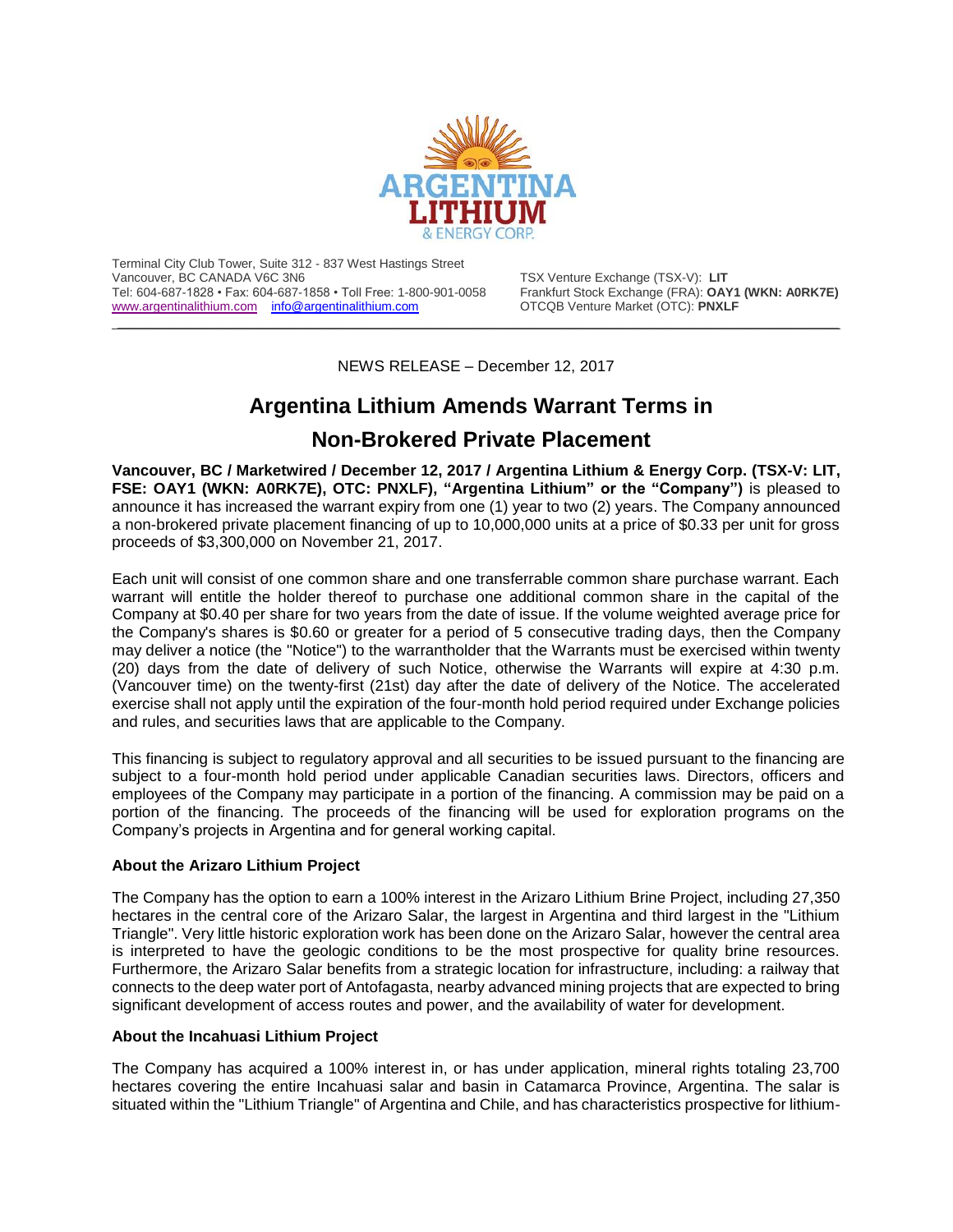Terminal City Club Tower, Suite 312 - 837 West Hastings Street
Vancouver, BC CANADA V6C 3N6
Tel: 604-687-1828 • Fax: 604-687-1858 • Toll Free: 1-800-901-0058
www.argentinalithium.com info@argentinalithium.com

TSX Venture Exchange (TSX-V): **LIT**
Frankfurt Stock Exchange (FRA): **OAY1 (WKN: A0RK7E)**
OTCQB Venture Market (OTC): **PNXLF**

NEWS RELEASE – December 12, 2017

# Argentina Lithium Amends Warrant Terms in Non-Brokered Private Placement

**Vancouver, BC / Marketwired / December 12, 2017 / Argentina Lithium & Energy Corp. (TSX-V: LIT, FSE: OAY1 (WKN: A0RK7E), OTC: PNXLF), "Argentina Lithium" or the "Company")** is pleased to announce it has increased the warrant expiry from one (1) year to two (2) years. The Company announced a non-brokered private placement financing of up to 10,000,000 units at a price of $0.33 per unit for gross proceeds of $3,300,000 on November 21, 2017.

Each unit will consist of one common share and one transferrable common share purchase warrant. Each warrant will entitle the holder thereof to purchase one additional common share in the capital of the Company at $0.40 per share for two years from the date of issue. If the volume weighted average price for the Company's shares is $0.60 or greater for a period of 5 consecutive trading days, then the Company may deliver a notice (the "Notice") to the warrantholder that the Warrants must be exercised within twenty (20) days from the date of delivery of such Notice, otherwise the Warrants will expire at 4:30 p.m. (Vancouver time) on the twenty-first (21st) day after the date of delivery of the Notice. The accelerated exercise shall not apply until the expiration of the four-month hold period required under Exchange policies and rules, and securities laws that are applicable to the Company.

This financing is subject to regulatory approval and all securities to be issued pursuant to the financing are subject to a four-month hold period under applicable Canadian securities laws. Directors, officers and employees of the Company may participate in a portion of the financing. A commission may be paid on a portion of the financing. The proceeds of the financing will be used for exploration programs on the Company's projects in Argentina and for general working capital.

**About the Arizaro Lithium Project**

The Company has the option to earn a 100% interest in the Arizaro Lithium Brine Project, including 27,350 hectares in the central core of the Arizaro Salar, the largest in Argentina and third largest in the "Lithium Triangle". Very little historic exploration work has been done on the Arizaro Salar, however the central area is interpreted to have the geologic conditions to be the most prospective for quality brine resources. Furthermore, the Arizaro Salar benefits from a strategic location for infrastructure, including: a railway that connects to the deep water port of Antofagasta, nearby advanced mining projects that are expected to bring significant development of access routes and power, and the availability of water for development.

**About the Incahuasi Lithium Project**

The Company has acquired a 100% interest in, or has under application, mineral rights totaling 23,700 hectares covering the entire Incahuasi salar and basin in Catamarca Province, Argentina. The salar is situated within the "Lithium Triangle" of Argentina and Chile, and has characteristics prospective for lithium-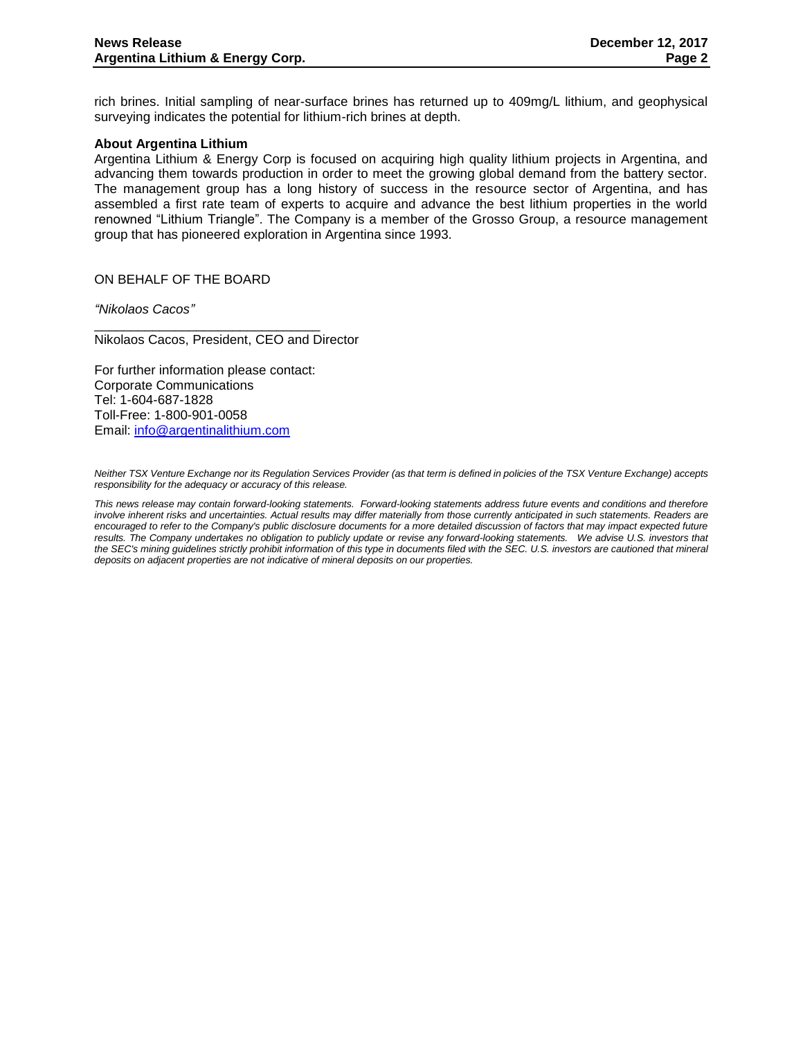rich brines. Initial sampling of near-surface brines has returned up to 409mg/L lithium, and geophysical surveying indicates the potential for lithium-rich brines at depth.

**About Argentina Lithium**

Argentina Lithium & Energy Corp is focused on acquiring high quality lithium projects in Argentina, and advancing them towards production in order to meet the growing global demand from the battery sector. The management group has a long history of success in the resource sector of Argentina, and has assembled a first rate team of experts to acquire and advance the best lithium properties in the world renowned "Lithium Triangle". The Company is a member of the Grosso Group, a resource management group that has pioneered exploration in Argentina since 1993.

ON BEHALF OF THE BOARD

*"Nikolaos Cacos"*

______________________________

Nikolaos Cacos, President, CEO and Director

For further information please contact:
Corporate Communications
Tel: 1-604-687-1828
Toll-Free: 1-800-901-0058
Email: info@argentinalithium.com

*Neither TSX Venture Exchange nor its Regulation Services Provider (as that term is defined in policies of the TSX Venture Exchange) accepts responsibility for the adequacy or accuracy of this release.*

*This news release may contain forward-looking statements. Forward-looking statements address future events and conditions and therefore involve inherent risks and uncertainties. Actual results may differ materially from those currently anticipated in such statements. Readers are encouraged to refer to the Company's public disclosure documents for a more detailed discussion of factors that may impact expected future results. The Company undertakes no obligation to publicly update or revise any forward-looking statements. We advise U.S. investors that the SEC's mining guidelines strictly prohibit information of this type in documents filed with the SEC. U.S. investors are cautioned that mineral deposits on adjacent properties are not indicative of mineral deposits on our properties.*